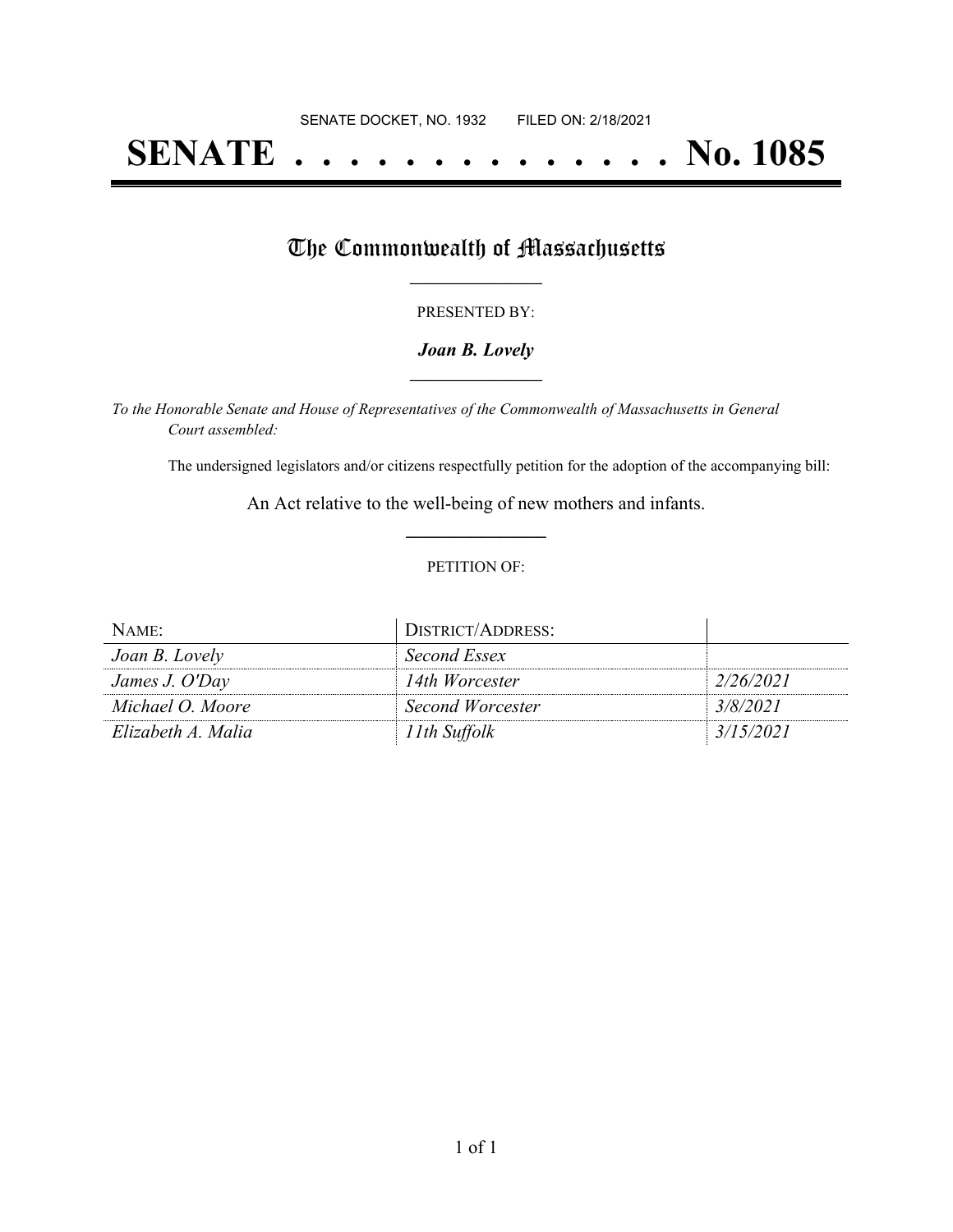SENATE DOCKET, NO. 1932        FILED ON: 2/18/2021

# SENATE . . . . . . . . . . . . . . No. 1085

## The Commonwealth of Massachusetts

PRESENTED BY:

***Joan B. Lovely***

*To the Honorable Senate and House of Representatives of the Commonwealth of Massachusetts in General Court assembled:*

The undersigned legislators and/or citizens respectfully petition for the adoption of the accompanying bill:

An Act relative to the well-being of new mothers and infants.

PETITION OF:

| NAME: | DISTRICT/ADDRESS: | |
|---|---|---|
| *Joan B. Lovely* | *Second Essex* | |
| *James J. O'Day* | *14th Worcester* | *2/26/2021* |
| *Michael O. Moore* | *Second Worcester* | *3/8/2021* |
| *Elizabeth A. Malia* | *11th Suffolk* | *3/15/2021* |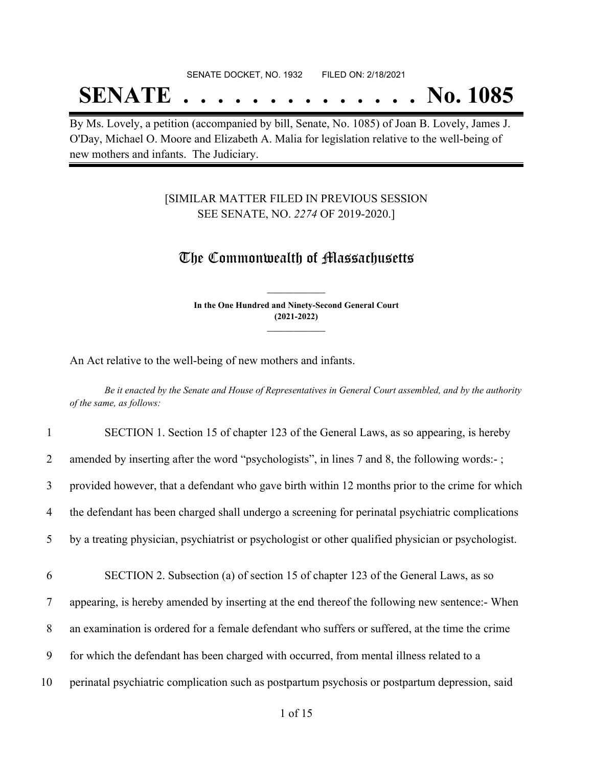SENATE DOCKET, NO. 1932 FILED ON: 2/18/2021

# SENATE . . . . . . . . . . . . . . No. 1085

By Ms. Lovely, a petition (accompanied by bill, Senate, No. 1085) of Joan B. Lovely, James J. O'Day, Michael O. Moore and Elizabeth A. Malia for legislation relative to the well-being of new mothers and infants. The Judiciary.

[SIMILAR MATTER FILED IN PREVIOUS SESSION SEE SENATE, NO. *2274* OF 2019-2020.]

## The Commonwealth of Massachusetts

**In the One Hundred and Ninety-Second General Court (2021-2022)**

An Act relative to the well-being of new mothers and infants.

*Be it enacted by the Senate and House of Representatives in General Court assembled, and by the authority of the same, as follows:*

1 SECTION 1. Section 15 of chapter 123 of the General Laws, as so appearing, is hereby
2 amended by inserting after the word "psychologists", in lines 7 and 8, the following words:- ;
3 provided however, that a defendant who gave birth within 12 months prior to the crime for which
4 the defendant has been charged shall undergo a screening for perinatal psychiatric complications
5 by a treating physician, psychiatrist or psychologist or other qualified physician or psychologist.

6 SECTION 2. Subsection (a) of section 15 of chapter 123 of the General Laws, as so
7 appearing, is hereby amended by inserting at the end thereof the following new sentence:- When
8 an examination is ordered for a female defendant who suffers or suffered, at the time the crime
9 for which the defendant has been charged with occurred, from mental illness related to a
10 perinatal psychiatric complication such as postpartum psychosis or postpartum depression, said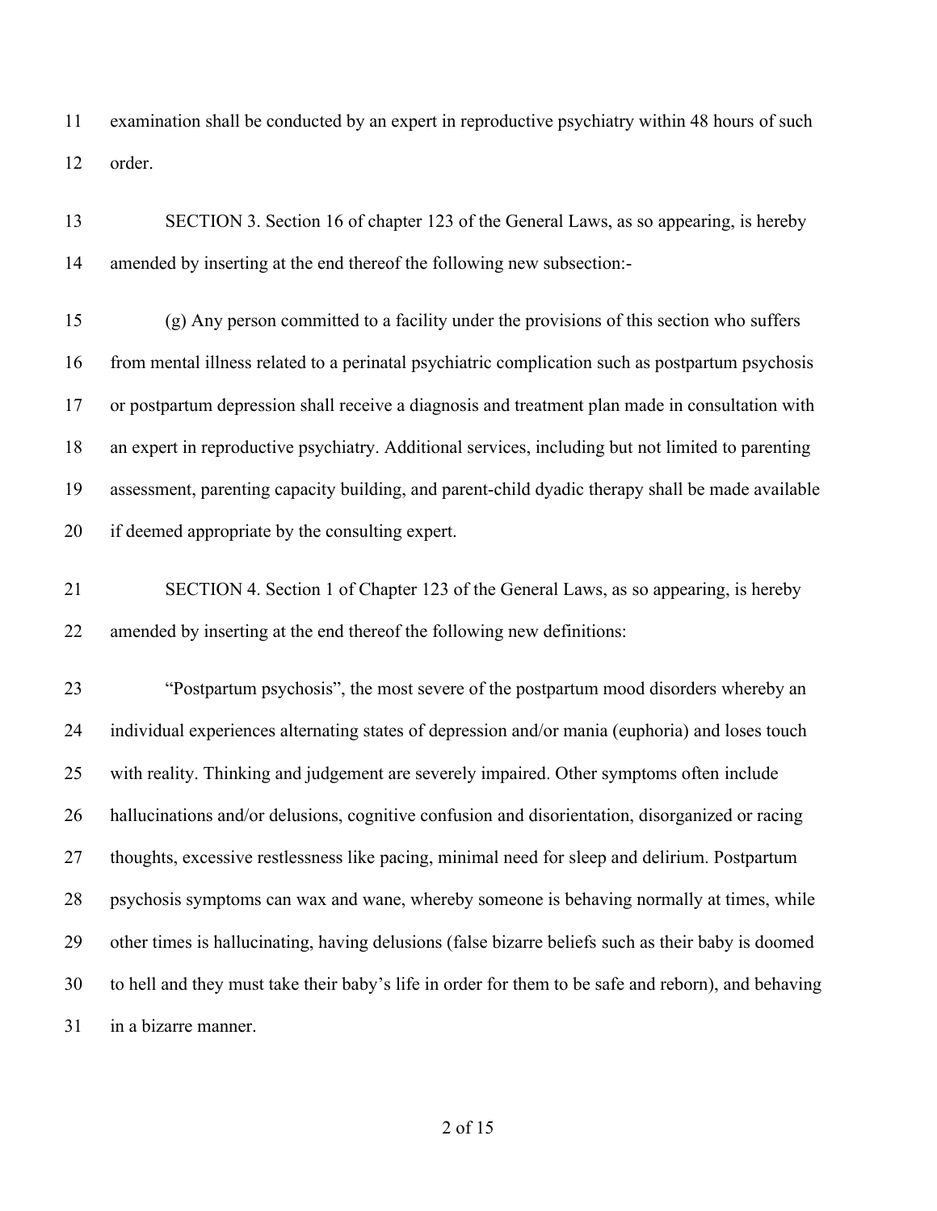examination shall be conducted by an expert in reproductive psychiatry within 48 hours of such order.

SECTION 3. Section 16 of chapter 123 of the General Laws, as so appearing, is hereby amended by inserting at the end thereof the following new subsection:-

(g) Any person committed to a facility under the provisions of this section who suffers from mental illness related to a perinatal psychiatric complication such as postpartum psychosis or postpartum depression shall receive a diagnosis and treatment plan made in consultation with an expert in reproductive psychiatry. Additional services, including but not limited to parenting assessment, parenting capacity building, and parent-child dyadic therapy shall be made available if deemed appropriate by the consulting expert.

SECTION 4. Section 1 of Chapter 123 of the General Laws, as so appearing, is hereby amended by inserting at the end thereof the following new definitions:

"Postpartum psychosis", the most severe of the postpartum mood disorders whereby an individual experiences alternating states of depression and/or mania (euphoria) and loses touch with reality. Thinking and judgement are severely impaired. Other symptoms often include hallucinations and/or delusions, cognitive confusion and disorientation, disorganized or racing thoughts, excessive restlessness like pacing, minimal need for sleep and delirium. Postpartum psychosis symptoms can wax and wane, whereby someone is behaving normally at times, while other times is hallucinating, having delusions (false bizarre beliefs such as their baby is doomed to hell and they must take their baby's life in order for them to be safe and reborn), and behaving in a bizarre manner.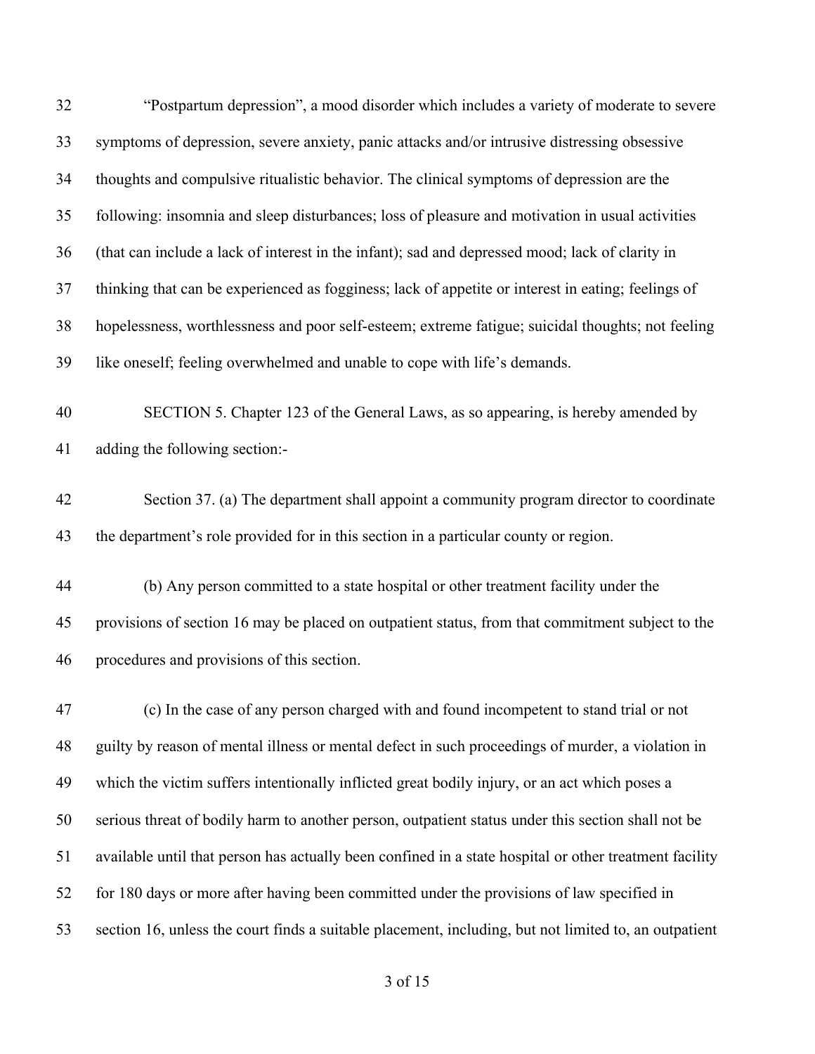"Postpartum depression", a mood disorder which includes a variety of moderate to severe symptoms of depression, severe anxiety, panic attacks and/or intrusive distressing obsessive thoughts and compulsive ritualistic behavior. The clinical symptoms of depression are the following: insomnia and sleep disturbances; loss of pleasure and motivation in usual activities (that can include a lack of interest in the infant); sad and depressed mood; lack of clarity in thinking that can be experienced as fogginess; lack of appetite or interest in eating; feelings of hopelessness, worthlessness and poor self-esteem; extreme fatigue; suicidal thoughts; not feeling like oneself; feeling overwhelmed and unable to cope with life's demands.

SECTION 5. Chapter 123 of the General Laws, as so appearing, is hereby amended by adding the following section:-

Section 37. (a) The department shall appoint a community program director to coordinate the department's role provided for in this section in a particular county or region.

(b) Any person committed to a state hospital or other treatment facility under the provisions of section 16 may be placed on outpatient status, from that commitment subject to the procedures and provisions of this section.

(c) In the case of any person charged with and found incompetent to stand trial or not guilty by reason of mental illness or mental defect in such proceedings of murder, a violation in which the victim suffers intentionally inflicted great bodily injury, or an act which poses a serious threat of bodily harm to another person, outpatient status under this section shall not be available until that person has actually been confined in a state hospital or other treatment facility for 180 days or more after having been committed under the provisions of law specified in section 16, unless the court finds a suitable placement, including, but not limited to, an outpatient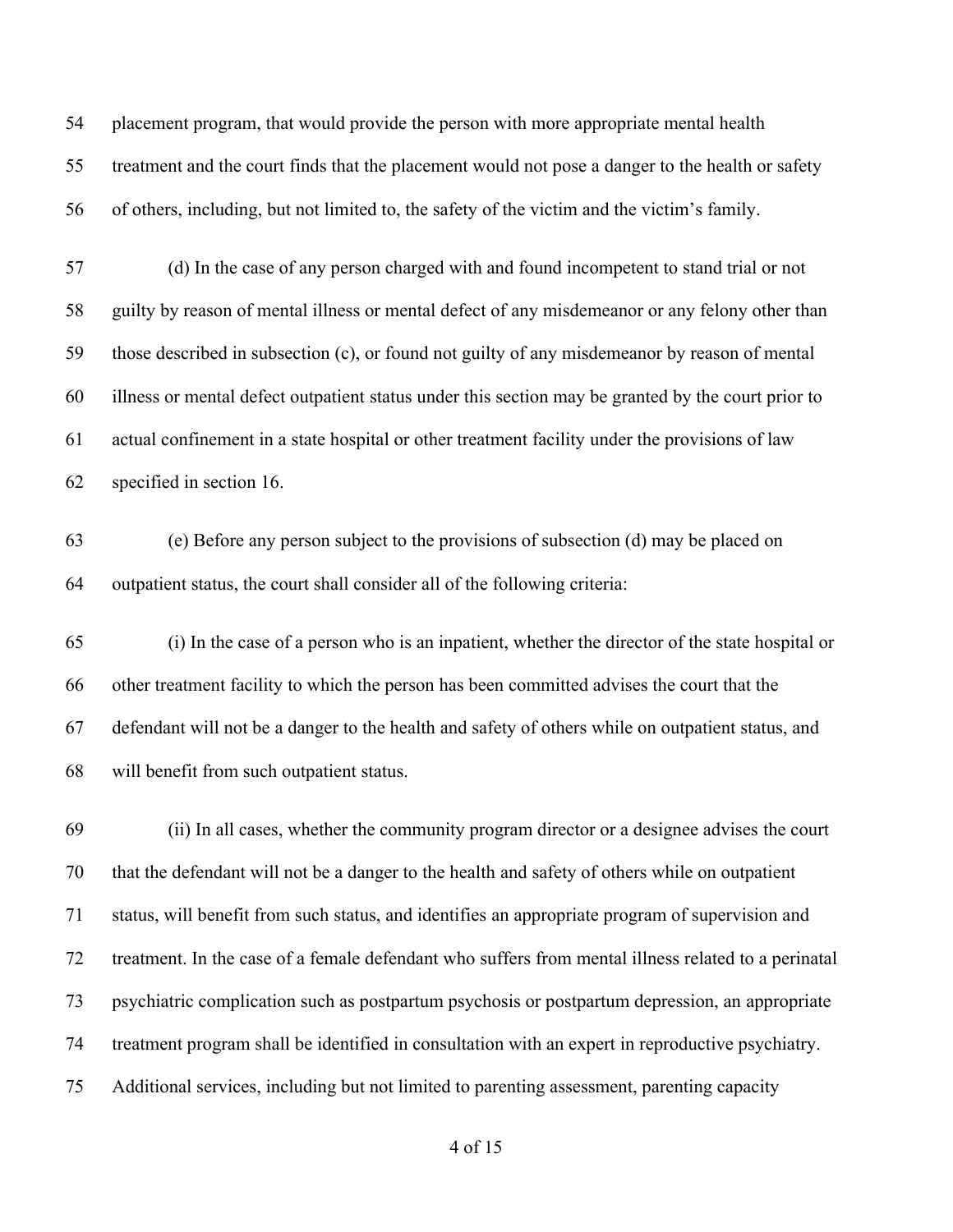placement program, that would provide the person with more appropriate mental health treatment and the court finds that the placement would not pose a danger to the health or safety of others, including, but not limited to, the safety of the victim and the victim's family.

(d) In the case of any person charged with and found incompetent to stand trial or not guilty by reason of mental illness or mental defect of any misdemeanor or any felony other than those described in subsection (c), or found not guilty of any misdemeanor by reason of mental illness or mental defect outpatient status under this section may be granted by the court prior to actual confinement in a state hospital or other treatment facility under the provisions of law specified in section 16.

(e) Before any person subject to the provisions of subsection (d) may be placed on outpatient status, the court shall consider all of the following criteria:

(i) In the case of a person who is an inpatient, whether the director of the state hospital or other treatment facility to which the person has been committed advises the court that the defendant will not be a danger to the health and safety of others while on outpatient status, and will benefit from such outpatient status.

(ii) In all cases, whether the community program director or a designee advises the court that the defendant will not be a danger to the health and safety of others while on outpatient status, will benefit from such status, and identifies an appropriate program of supervision and treatment. In the case of a female defendant who suffers from mental illness related to a perinatal psychiatric complication such as postpartum psychosis or postpartum depression, an appropriate treatment program shall be identified in consultation with an expert in reproductive psychiatry. Additional services, including but not limited to parenting assessment, parenting capacity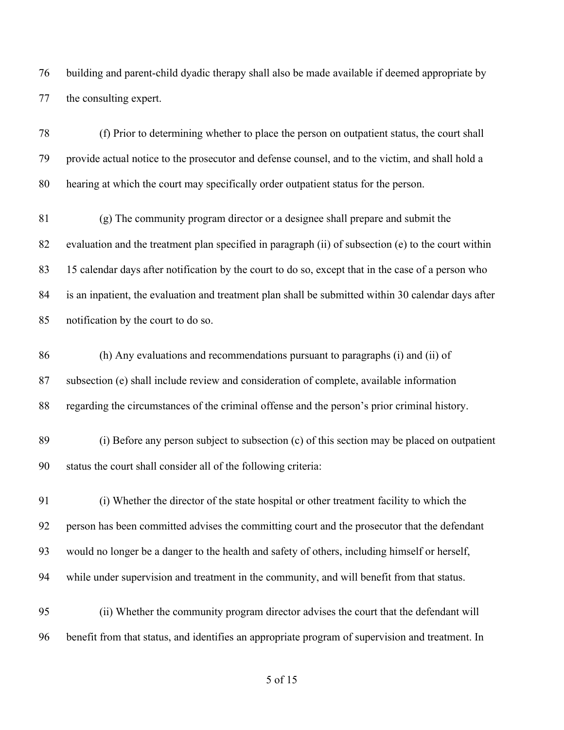building and parent-child dyadic therapy shall also be made available if deemed appropriate by the consulting expert.

(f) Prior to determining whether to place the person on outpatient status, the court shall provide actual notice to the prosecutor and defense counsel, and to the victim, and shall hold a hearing at which the court may specifically order outpatient status for the person.

(g) The community program director or a designee shall prepare and submit the evaluation and the treatment plan specified in paragraph (ii) of subsection (e) to the court within 15 calendar days after notification by the court to do so, except that in the case of a person who is an inpatient, the evaluation and treatment plan shall be submitted within 30 calendar days after notification by the court to do so.

(h) Any evaluations and recommendations pursuant to paragraphs (i) and (ii) of subsection (e) shall include review and consideration of complete, available information regarding the circumstances of the criminal offense and the person's prior criminal history.

(i) Before any person subject to subsection (c) of this section may be placed on outpatient status the court shall consider all of the following criteria:

(i) Whether the director of the state hospital or other treatment facility to which the person has been committed advises the committing court and the prosecutor that the defendant would no longer be a danger to the health and safety of others, including himself or herself, while under supervision and treatment in the community, and will benefit from that status.

(ii) Whether the community program director advises the court that the defendant will benefit from that status, and identifies an appropriate program of supervision and treatment. In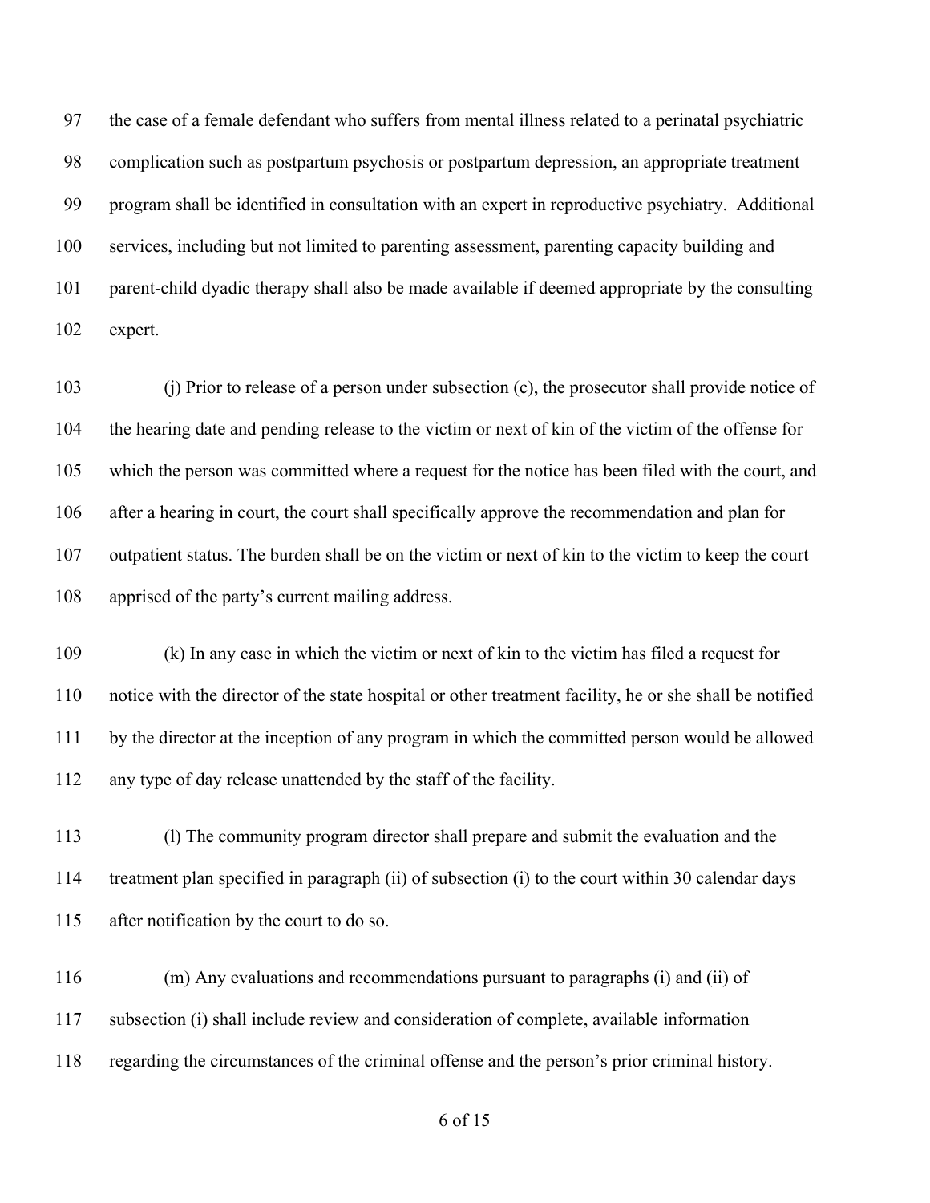the case of a female defendant who suffers from mental illness related to a perinatal psychiatric complication such as postpartum psychosis or postpartum depression, an appropriate treatment program shall be identified in consultation with an expert in reproductive psychiatry. Additional services, including but not limited to parenting assessment, parenting capacity building and parent-child dyadic therapy shall also be made available if deemed appropriate by the consulting expert.

(j) Prior to release of a person under subsection (c), the prosecutor shall provide notice of the hearing date and pending release to the victim or next of kin of the victim of the offense for which the person was committed where a request for the notice has been filed with the court, and after a hearing in court, the court shall specifically approve the recommendation and plan for outpatient status. The burden shall be on the victim or next of kin to the victim to keep the court apprised of the party's current mailing address.

(k) In any case in which the victim or next of kin to the victim has filed a request for notice with the director of the state hospital or other treatment facility, he or she shall be notified by the director at the inception of any program in which the committed person would be allowed any type of day release unattended by the staff of the facility.

(l) The community program director shall prepare and submit the evaluation and the treatment plan specified in paragraph (ii) of subsection (i) to the court within 30 calendar days after notification by the court to do so.

(m) Any evaluations and recommendations pursuant to paragraphs (i) and (ii) of subsection (i) shall include review and consideration of complete, available information regarding the circumstances of the criminal offense and the person's prior criminal history.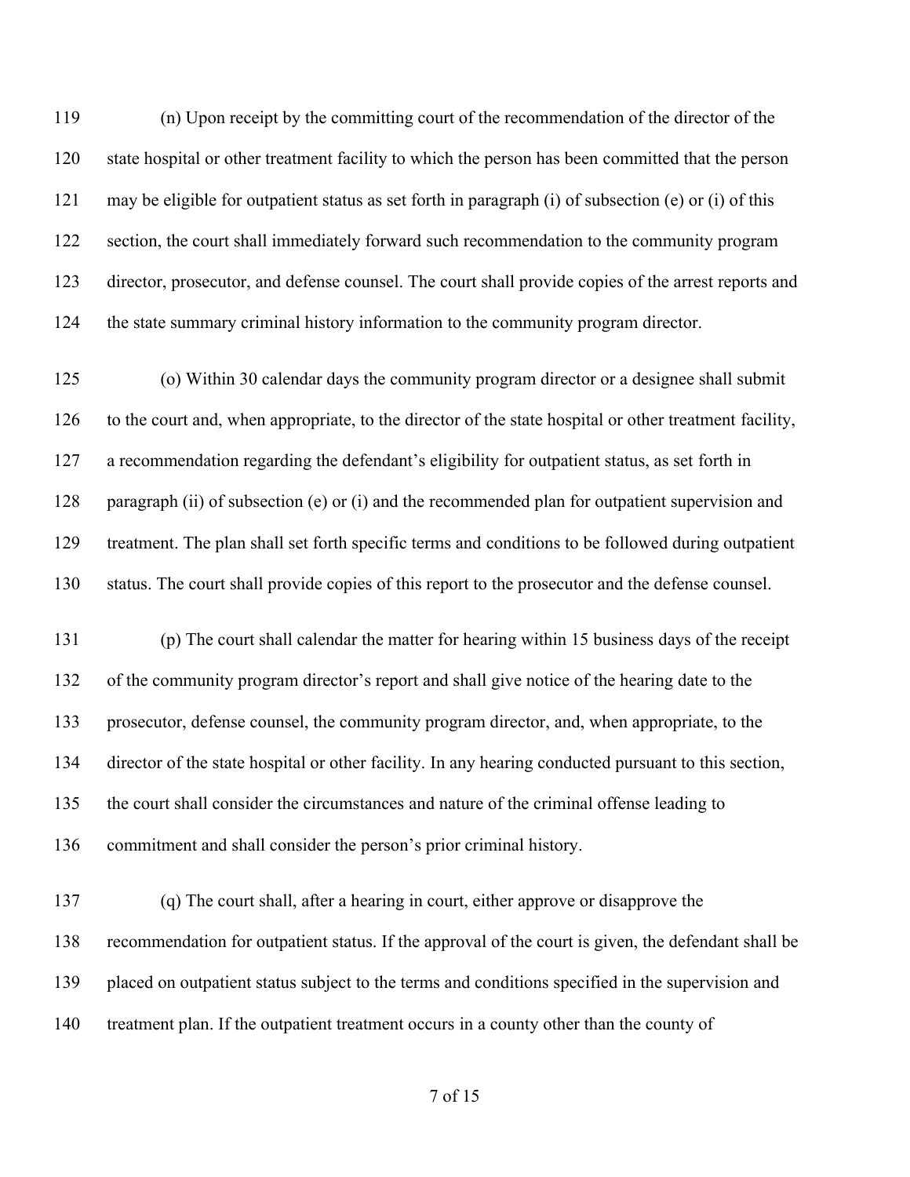(n) Upon receipt by the committing court of the recommendation of the director of the state hospital or other treatment facility to which the person has been committed that the person may be eligible for outpatient status as set forth in paragraph (i) of subsection (e) or (i) of this section, the court shall immediately forward such recommendation to the community program director, prosecutor, and defense counsel. The court shall provide copies of the arrest reports and the state summary criminal history information to the community program director.

(o) Within 30 calendar days the community program director or a designee shall submit to the court and, when appropriate, to the director of the state hospital or other treatment facility, a recommendation regarding the defendant's eligibility for outpatient status, as set forth in paragraph (ii) of subsection (e) or (i) and the recommended plan for outpatient supervision and treatment. The plan shall set forth specific terms and conditions to be followed during outpatient status. The court shall provide copies of this report to the prosecutor and the defense counsel.

(p) The court shall calendar the matter for hearing within 15 business days of the receipt of the community program director's report and shall give notice of the hearing date to the prosecutor, defense counsel, the community program director, and, when appropriate, to the director of the state hospital or other facility. In any hearing conducted pursuant to this section, the court shall consider the circumstances and nature of the criminal offense leading to commitment and shall consider the person's prior criminal history.

(q) The court shall, after a hearing in court, either approve or disapprove the recommendation for outpatient status. If the approval of the court is given, the defendant shall be placed on outpatient status subject to the terms and conditions specified in the supervision and treatment plan. If the outpatient treatment occurs in a county other than the county of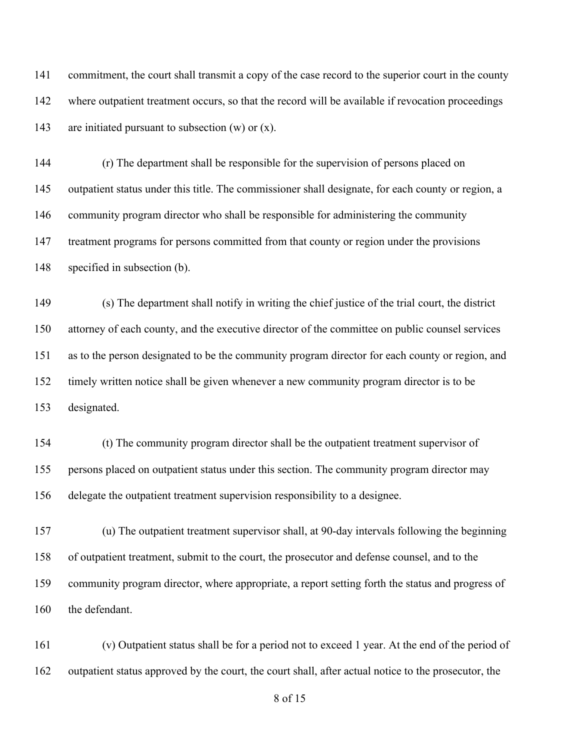141 commitment, the court shall transmit a copy of the case record to the superior court in the county
142 where outpatient treatment occurs, so that the record will be available if revocation proceedings
143 are initiated pursuant to subsection (w) or (x).

144 (r) The department shall be responsible for the supervision of persons placed on
145 outpatient status under this title. The commissioner shall designate, for each county or region, a
146 community program director who shall be responsible for administering the community
147 treatment programs for persons committed from that county or region under the provisions
148 specified in subsection (b).

149 (s) The department shall notify in writing the chief justice of the trial court, the district
150 attorney of each county, and the executive director of the committee on public counsel services
151 as to the person designated to be the community program director for each county or region, and
152 timely written notice shall be given whenever a new community program director is to be
153 designated.

154 (t) The community program director shall be the outpatient treatment supervisor of
155 persons placed on outpatient status under this section. The community program director may
156 delegate the outpatient treatment supervision responsibility to a designee.

157 (u) The outpatient treatment supervisor shall, at 90-day intervals following the beginning
158 of outpatient treatment, submit to the court, the prosecutor and defense counsel, and to the
159 community program director, where appropriate, a report setting forth the status and progress of
160 the defendant.

161 (v) Outpatient status shall be for a period not to exceed 1 year. At the end of the period of
162 outpatient status approved by the court, the court shall, after actual notice to the prosecutor, the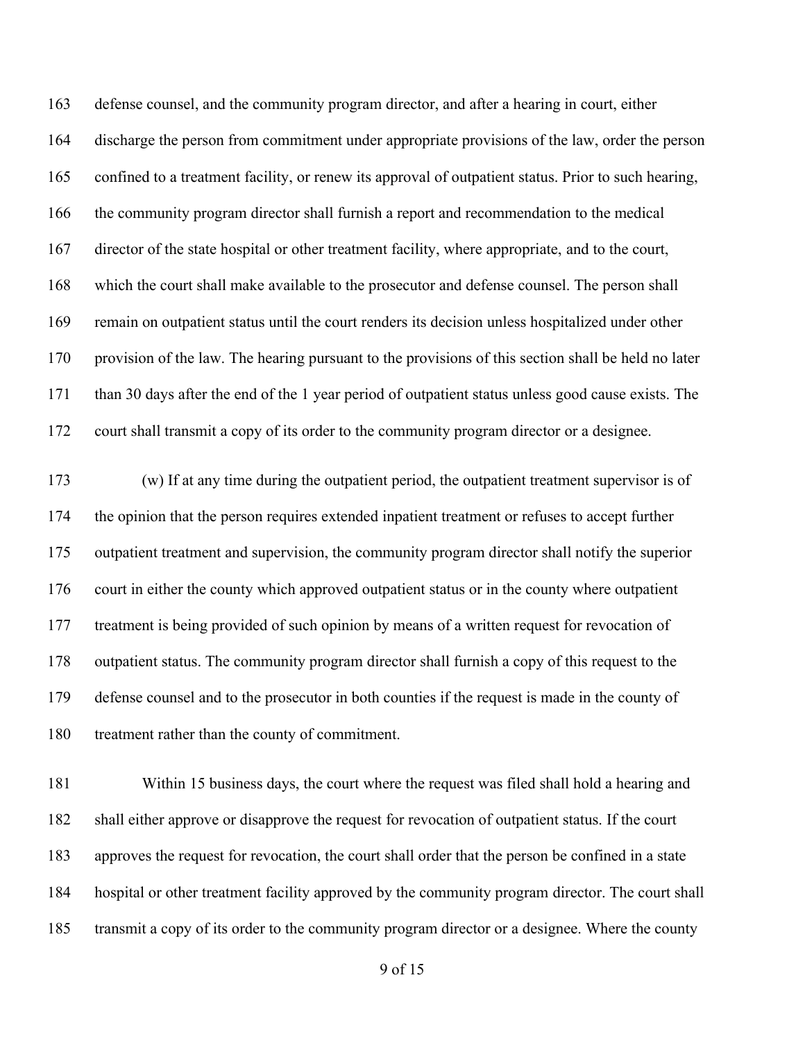defense counsel, and the community program director, and after a hearing in court, either discharge the person from commitment under appropriate provisions of the law, order the person confined to a treatment facility, or renew its approval of outpatient status. Prior to such hearing, the community program director shall furnish a report and recommendation to the medical director of the state hospital or other treatment facility, where appropriate, and to the court, which the court shall make available to the prosecutor and defense counsel. The person shall remain on outpatient status until the court renders its decision unless hospitalized under other provision of the law. The hearing pursuant to the provisions of this section shall be held no later than 30 days after the end of the 1 year period of outpatient status unless good cause exists. The court shall transmit a copy of its order to the community program director or a designee.

(w) If at any time during the outpatient period, the outpatient treatment supervisor is of the opinion that the person requires extended inpatient treatment or refuses to accept further outpatient treatment and supervision, the community program director shall notify the superior court in either the county which approved outpatient status or in the county where outpatient treatment is being provided of such opinion by means of a written request for revocation of outpatient status. The community program director shall furnish a copy of this request to the defense counsel and to the prosecutor in both counties if the request is made in the county of treatment rather than the county of commitment.

Within 15 business days, the court where the request was filed shall hold a hearing and shall either approve or disapprove the request for revocation of outpatient status. If the court approves the request for revocation, the court shall order that the person be confined in a state hospital or other treatment facility approved by the community program director. The court shall transmit a copy of its order to the community program director or a designee. Where the county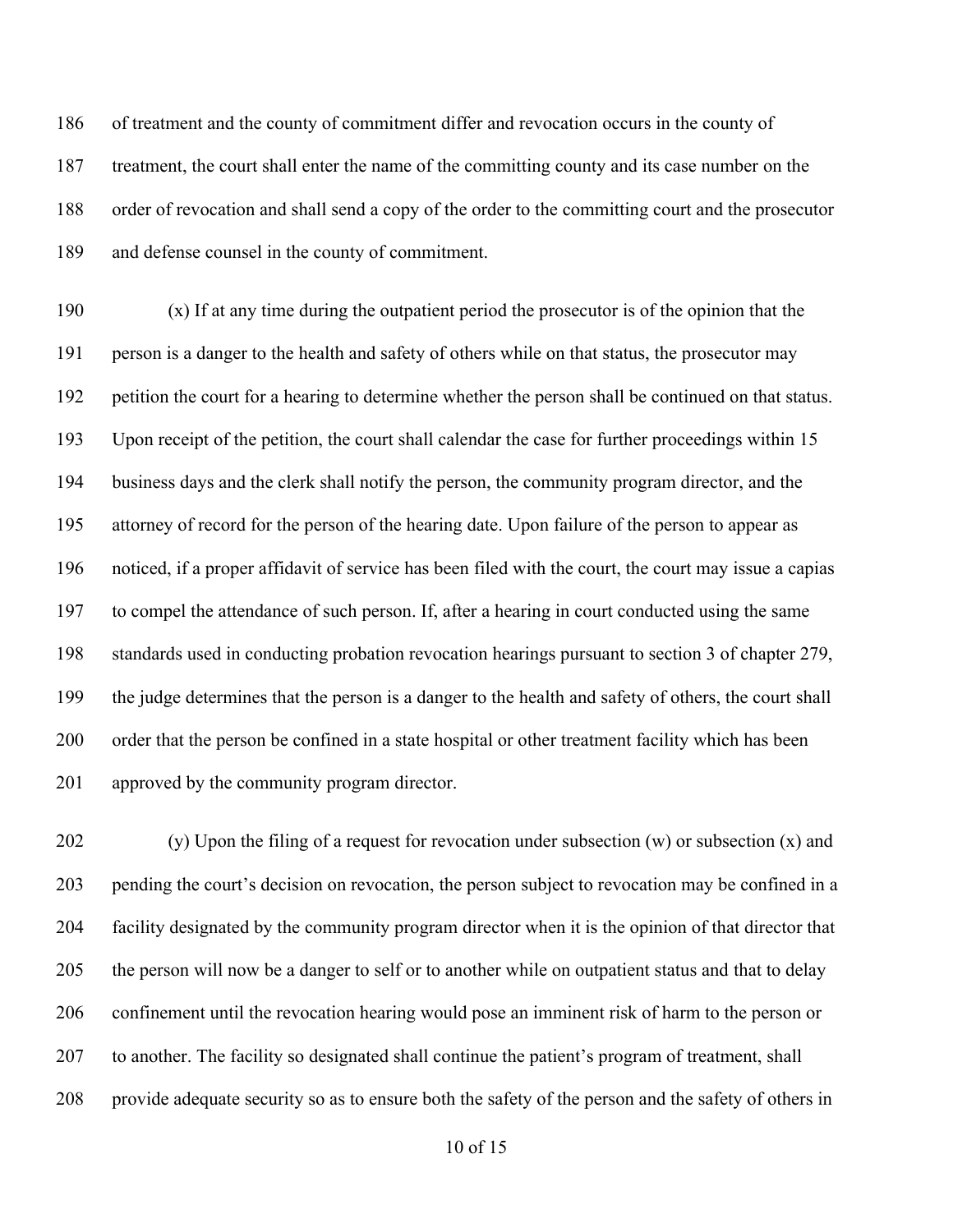of treatment and the county of commitment differ and revocation occurs in the county of treatment, the court shall enter the name of the committing county and its case number on the order of revocation and shall send a copy of the order to the committing court and the prosecutor and defense counsel in the county of commitment.

(x) If at any time during the outpatient period the prosecutor is of the opinion that the person is a danger to the health and safety of others while on that status, the prosecutor may petition the court for a hearing to determine whether the person shall be continued on that status. Upon receipt of the petition, the court shall calendar the case for further proceedings within 15 business days and the clerk shall notify the person, the community program director, and the attorney of record for the person of the hearing date. Upon failure of the person to appear as noticed, if a proper affidavit of service has been filed with the court, the court may issue a capias to compel the attendance of such person. If, after a hearing in court conducted using the same standards used in conducting probation revocation hearings pursuant to section 3 of chapter 279, the judge determines that the person is a danger to the health and safety of others, the court shall order that the person be confined in a state hospital or other treatment facility which has been approved by the community program director.

(y) Upon the filing of a request for revocation under subsection (w) or subsection (x) and pending the court's decision on revocation, the person subject to revocation may be confined in a facility designated by the community program director when it is the opinion of that director that the person will now be a danger to self or to another while on outpatient status and that to delay confinement until the revocation hearing would pose an imminent risk of harm to the person or to another. The facility so designated shall continue the patient's program of treatment, shall provide adequate security so as to ensure both the safety of the person and the safety of others in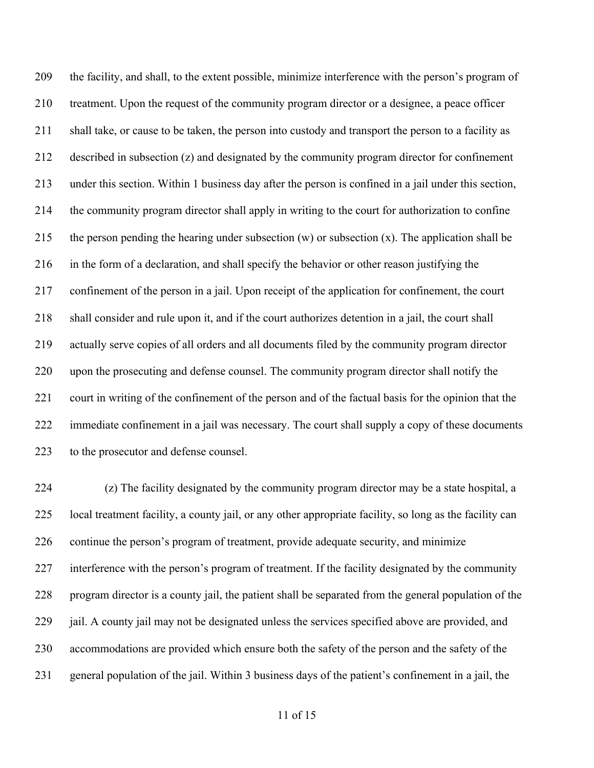the facility, and shall, to the extent possible, minimize interference with the person's program of treatment. Upon the request of the community program director or a designee, a peace officer shall take, or cause to be taken, the person into custody and transport the person to a facility as described in subsection (z) and designated by the community program director for confinement under this section. Within 1 business day after the person is confined in a jail under this section, the community program director shall apply in writing to the court for authorization to confine the person pending the hearing under subsection (w) or subsection (x). The application shall be in the form of a declaration, and shall specify the behavior or other reason justifying the confinement of the person in a jail. Upon receipt of the application for confinement, the court shall consider and rule upon it, and if the court authorizes detention in a jail, the court shall actually serve copies of all orders and all documents filed by the community program director upon the prosecuting and defense counsel. The community program director shall notify the court in writing of the confinement of the person and of the factual basis for the opinion that the immediate confinement in a jail was necessary. The court shall supply a copy of these documents to the prosecutor and defense counsel.

(z) The facility designated by the community program director may be a state hospital, a local treatment facility, a county jail, or any other appropriate facility, so long as the facility can continue the person's program of treatment, provide adequate security, and minimize interference with the person's program of treatment. If the facility designated by the community program director is a county jail, the patient shall be separated from the general population of the jail. A county jail may not be designated unless the services specified above are provided, and accommodations are provided which ensure both the safety of the person and the safety of the general population of the jail. Within 3 business days of the patient's confinement in a jail, the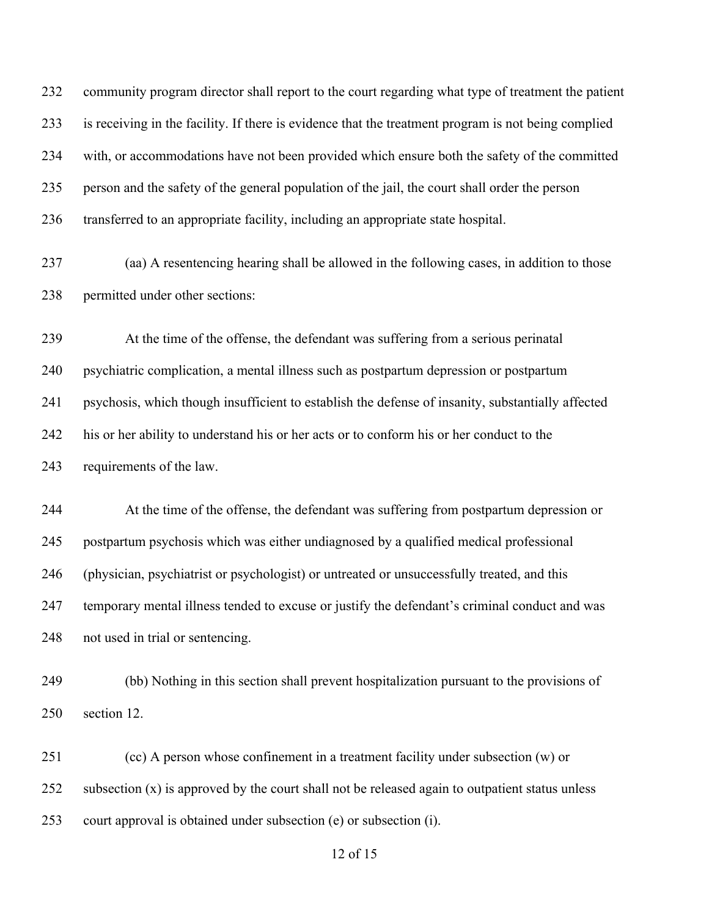community program director shall report to the court regarding what type of treatment the patient is receiving in the facility. If there is evidence that the treatment program is not being complied with, or accommodations have not been provided which ensure both the safety of the committed person and the safety of the general population of the jail, the court shall order the person transferred to an appropriate facility, including an appropriate state hospital.

(aa) A resentencing hearing shall be allowed in the following cases, in addition to those permitted under other sections:

At the time of the offense, the defendant was suffering from a serious perinatal psychiatric complication, a mental illness such as postpartum depression or postpartum psychosis, which though insufficient to establish the defense of insanity, substantially affected his or her ability to understand his or her acts or to conform his or her conduct to the requirements of the law.

At the time of the offense, the defendant was suffering from postpartum depression or postpartum psychosis which was either undiagnosed by a qualified medical professional (physician, psychiatrist or psychologist) or untreated or unsuccessfully treated, and this temporary mental illness tended to excuse or justify the defendant's criminal conduct and was not used in trial or sentencing.

(bb) Nothing in this section shall prevent hospitalization pursuant to the provisions of section 12.

(cc) A person whose confinement in a treatment facility under subsection (w) or subsection (x) is approved by the court shall not be released again to outpatient status unless court approval is obtained under subsection (e) or subsection (i).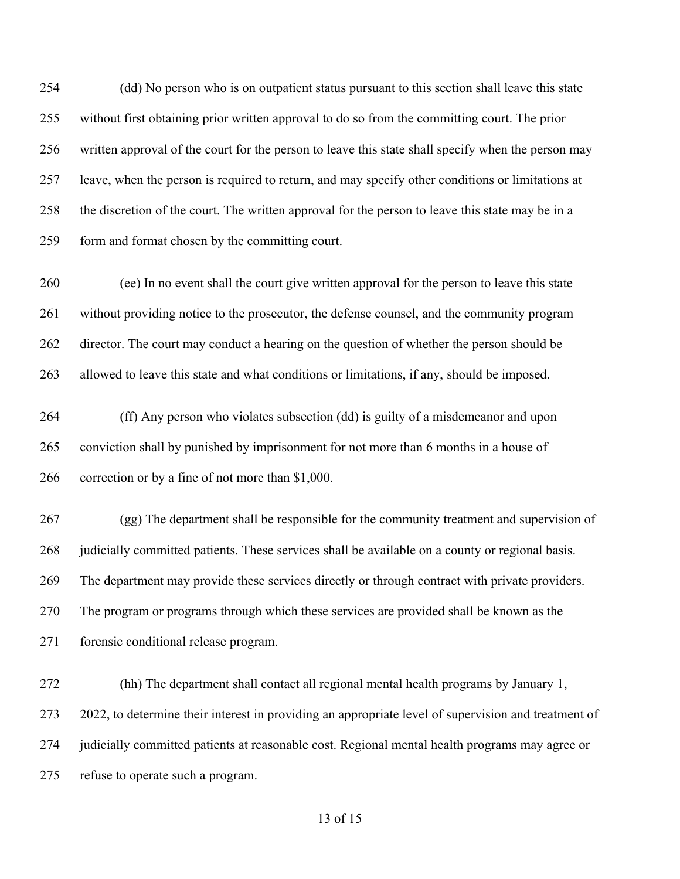(dd) No person who is on outpatient status pursuant to this section shall leave this state without first obtaining prior written approval to do so from the committing court. The prior written approval of the court for the person to leave this state shall specify when the person may leave, when the person is required to return, and may specify other conditions or limitations at the discretion of the court. The written approval for the person to leave this state may be in a form and format chosen by the committing court.

(ee) In no event shall the court give written approval for the person to leave this state without providing notice to the prosecutor, the defense counsel, and the community program director. The court may conduct a hearing on the question of whether the person should be allowed to leave this state and what conditions or limitations, if any, should be imposed.

(ff) Any person who violates subsection (dd) is guilty of a misdemeanor and upon conviction shall by punished by imprisonment for not more than 6 months in a house of correction or by a fine of not more than $1,000.

(gg) The department shall be responsible for the community treatment and supervision of judicially committed patients. These services shall be available on a county or regional basis. The department may provide these services directly or through contract with private providers. The program or programs through which these services are provided shall be known as the forensic conditional release program.

(hh) The department shall contact all regional mental health programs by January 1, 2022, to determine their interest in providing an appropriate level of supervision and treatment of judicially committed patients at reasonable cost. Regional mental health programs may agree or refuse to operate such a program.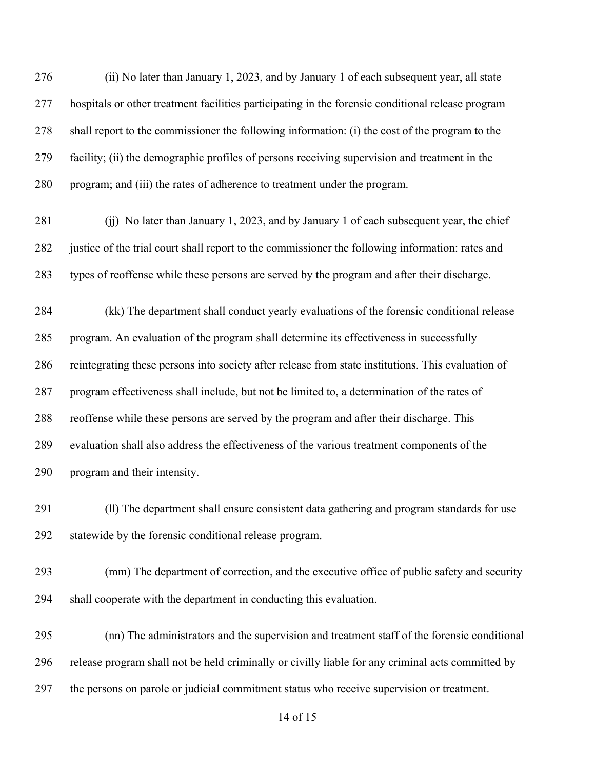(ii) No later than January 1, 2023, and by January 1 of each subsequent year, all state hospitals or other treatment facilities participating in the forensic conditional release program shall report to the commissioner the following information: (i) the cost of the program to the facility; (ii) the demographic profiles of persons receiving supervision and treatment in the program; and (iii) the rates of adherence to treatment under the program.

(jj) No later than January 1, 2023, and by January 1 of each subsequent year, the chief justice of the trial court shall report to the commissioner the following information: rates and types of reoffense while these persons are served by the program and after their discharge.

(kk) The department shall conduct yearly evaluations of the forensic conditional release program. An evaluation of the program shall determine its effectiveness in successfully reintegrating these persons into society after release from state institutions. This evaluation of program effectiveness shall include, but not be limited to, a determination of the rates of reoffense while these persons are served by the program and after their discharge. This evaluation shall also address the effectiveness of the various treatment components of the program and their intensity.

(ll) The department shall ensure consistent data gathering and program standards for use statewide by the forensic conditional release program.

(mm) The department of correction, and the executive office of public safety and security shall cooperate with the department in conducting this evaluation.

(nn) The administrators and the supervision and treatment staff of the forensic conditional release program shall not be held criminally or civilly liable for any criminal acts committed by the persons on parole or judicial commitment status who receive supervision or treatment.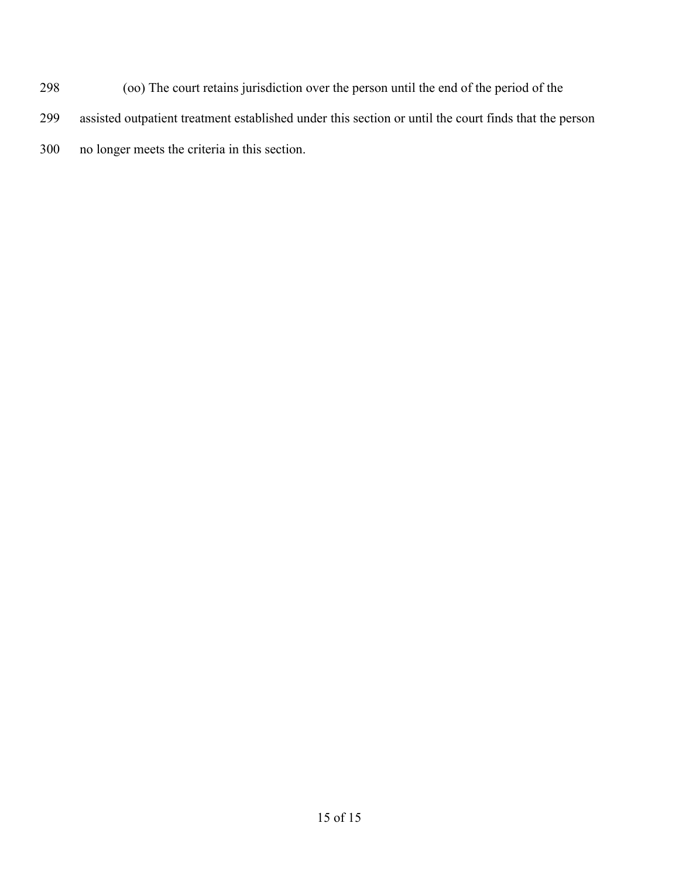(oo) The court retains jurisdiction over the person until the end of the period of the assisted outpatient treatment established under this section or until the court finds that the person no longer meets the criteria in this section.